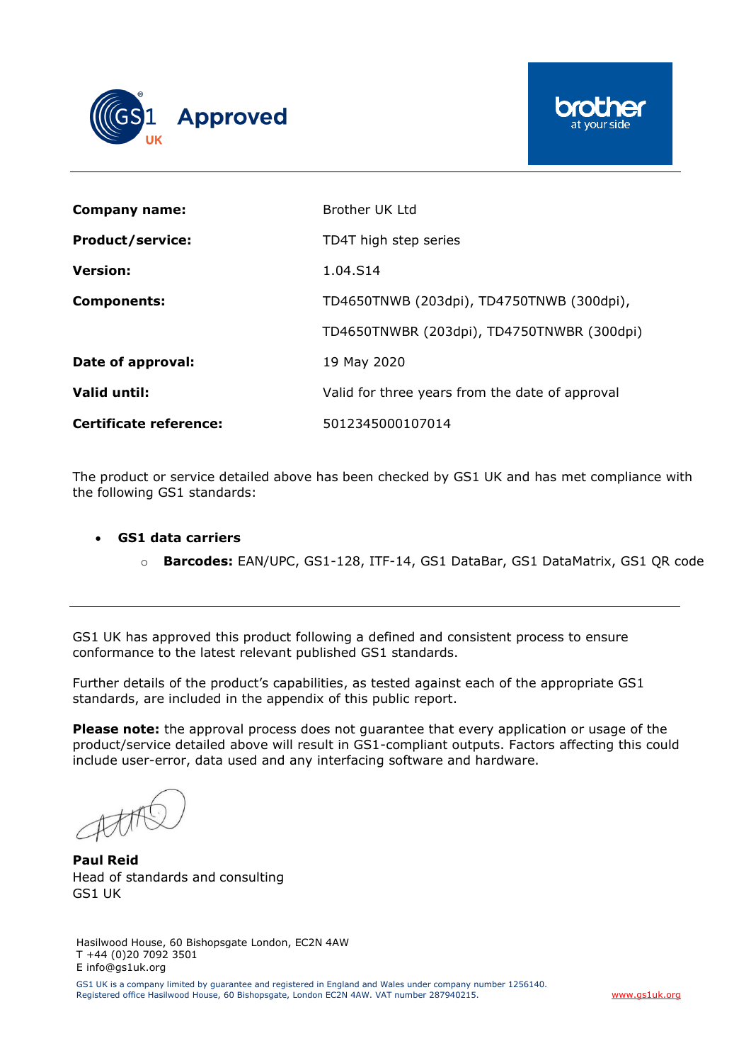GS1 UK **Approved**

brother at your side

| | |
|---|---|
| **Company name:** | Brother UK Ltd |
| **Product/service:** | TD4T high step series |
| **Version:** | 1.04.S14 |
| **Components:** | TD4650TNWB (203dpi), TD4750TNWB (300dpi), |
| | TD4650TNWBR (203dpi), TD4750TNWBR (300dpi) |
| **Date of approval:** | 19 May 2020 |
| **Valid until:** | Valid for three years from the date of approval |
| **Certificate reference:** | 5012345000107014 |

The product or service detailed above has been checked by GS1 UK and has met compliance with the following GS1 standards:

- **GS1 data carriers**
  - **Barcodes:** EAN/UPC, GS1-128, ITF-14, GS1 DataBar, GS1 DataMatrix, GS1 QR code

---

GS1 UK has approved this product following a defined and consistent process to ensure conformance to the latest relevant published GS1 standards.

Further details of the product's capabilities, as tested against each of the appropriate GS1 standards, are included in the appendix of this public report.

**Please note:** the approval process does not guarantee that every application or usage of the product/service detailed above will result in GS1-compliant outputs. Factors affecting this could include user-error, data used and any interfacing software and hardware.

**Paul Reid**
Head of standards and consulting
GS1 UK

Hasilwood House, 60 Bishopsgate London, EC2N 4AW
T +44 (0)20 7092 3501
E info@gs1uk.org

GS1 UK is a company limited by guarantee and registered in England and Wales under company number 1256140.
Registered office Hasilwood House, 60 Bishopsgate, London EC2N 4AW. VAT number 287940215.

www.gs1uk.org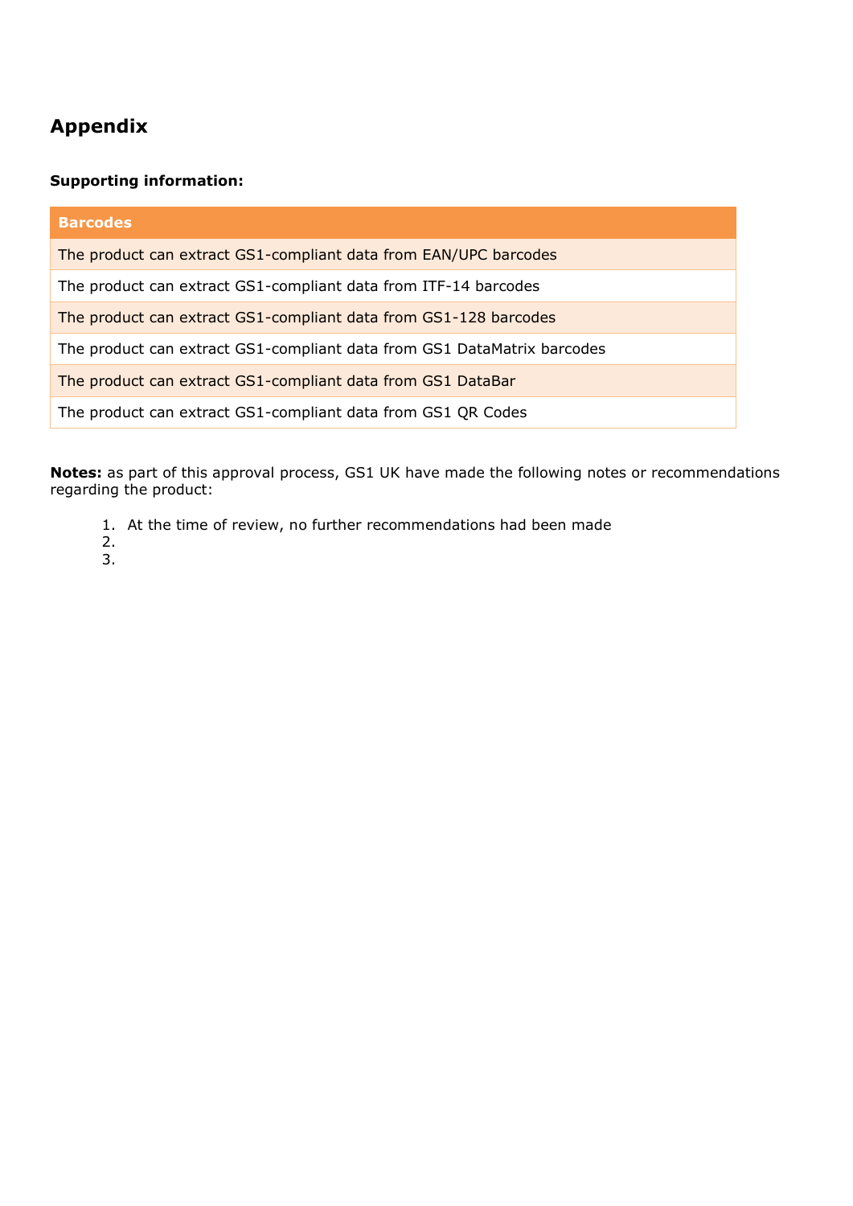# Appendix

**Supporting information:**

| Barcodes |
|---|
| The product can extract GS1-compliant data from EAN/UPC barcodes |
| The product can extract GS1-compliant data from ITF-14 barcodes |
| The product can extract GS1-compliant data from GS1-128 barcodes |
| The product can extract GS1-compliant data from GS1 DataMatrix barcodes |
| The product can extract GS1-compliant data from GS1 DataBar |
| The product can extract GS1-compliant data from GS1 QR Codes |

**Notes:** as part of this approval process, GS1 UK have made the following notes or recommendations regarding the product:

1. At the time of review, no further recommendations had been made
2. 
3.